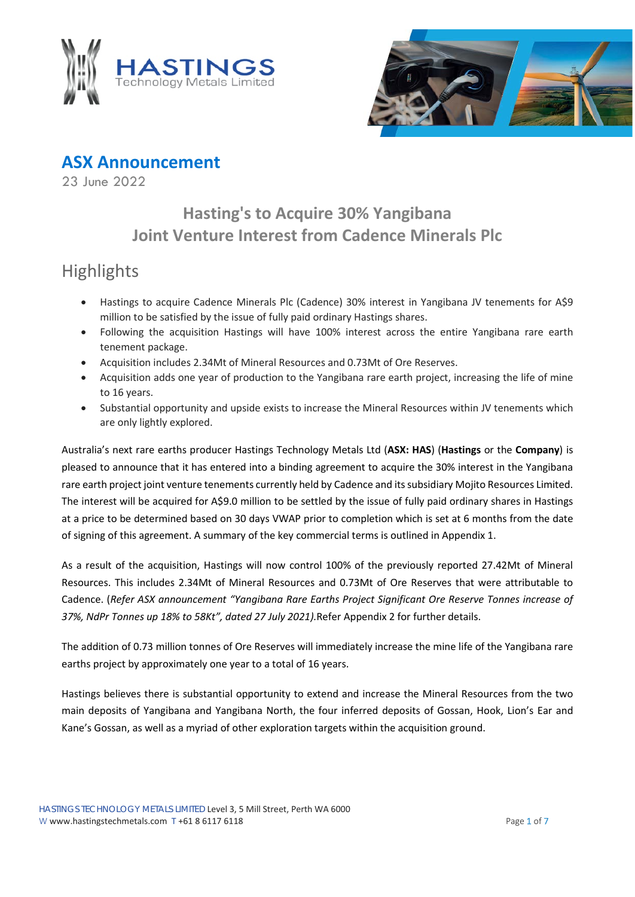# ASX Announcement

23 June 2022

## Hasting's to Acquire 30% Yangibana Joint Venture Interest from Cadence Minerals Plc

## Highlights

- Hastings to acquire Cadence Minerals Plc (Cadence) 30% interest in Yangibana JV tenements for A$9 million to be satisfied by the issue of fully paid ordinary Hastings shares.
- Following the acquisition Hastings will have 100% interest across the entire Yangibana rare earth tenement package.
- Acquisition includes 2.34Mt of Mineral Resources and 0.73Mt of Ore Reserves.
- Acquisition adds one year of production to the Yangibana rare earth project, increasing the life of mine to 16 years.
- Substantial opportunity and upside exists to increase the Mineral Resources within JV tenements which are only lightly explored.

Australia's next rare earths producer Hastings Technology Metals Ltd (**ASX: HAS**) (**Hastings** or the **Company**) is pleased to announce that it has entered into a binding agreement to acquire the 30% interest in the Yangibana rare earth project joint venture tenements currently held by Cadence and its subsidiary Mojito Resources Limited. The interest will be acquired for A$9.0 million to be settled by the issue of fully paid ordinary shares in Hastings at a price to be determined based on 30 days VWAP prior to completion which is set at 6 months from the date of signing of this agreement. A summary of the key commercial terms is outlined in Appendix 1.

As a result of the acquisition, Hastings will now control 100% of the previously reported 27.42Mt of Mineral Resources. This includes 2.34Mt of Mineral Resources and 0.73Mt of Ore Reserves that were attributable to Cadence. (*Refer ASX announcement "Yangibana Rare Earths Project Significant Ore Reserve Tonnes increase of 37%, NdPr Tonnes up 18% to 58Kt", dated 27 July 2021).*Refer Appendix 2 for further details.

The addition of 0.73 million tonnes of Ore Reserves will immediately increase the mine life of the Yangibana rare earths project by approximately one year to a total of 16 years.

Hastings believes there is substantial opportunity to extend and increase the Mineral Resources from the two main deposits of Yangibana and Yangibana North, the four inferred deposits of Gossan, Hook, Lion's Ear and Kane's Gossan, as well as a myriad of other exploration targets within the acquisition ground.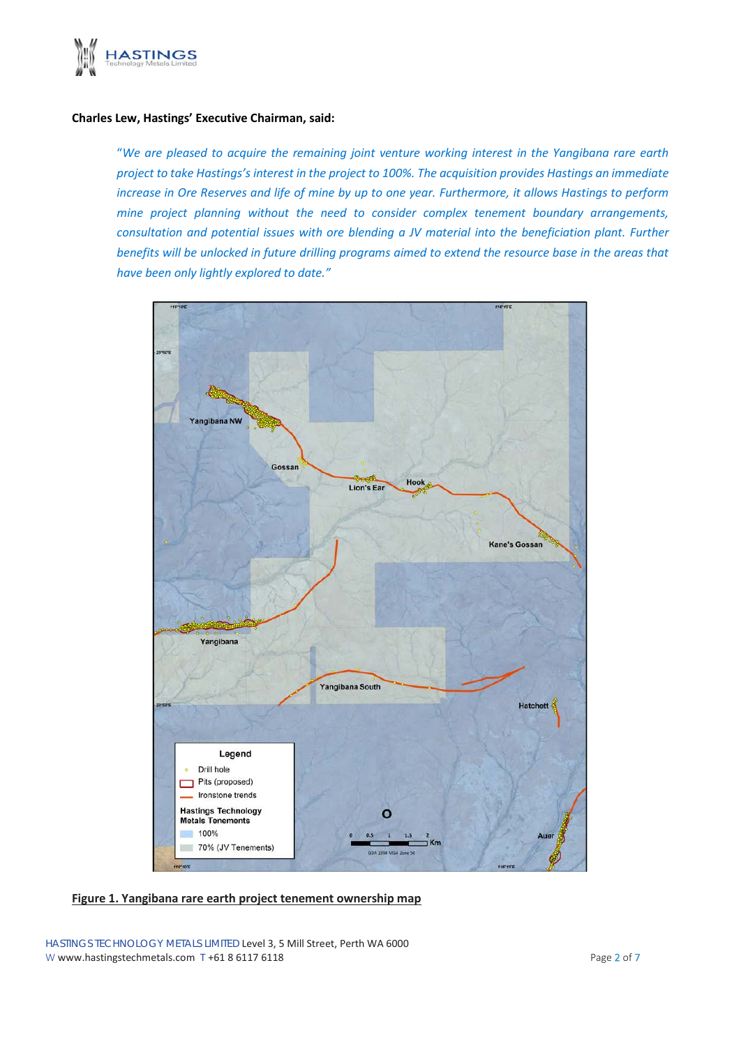**Charles Lew, Hastings' Executive Chairman, said:**

> "*We are pleased to acquire the remaining joint venture working interest in the Yangibana rare earth project to take Hastings's interest in the project to 100%. The acquisition provides Hastings an immediate increase in Ore Reserves and life of mine by up to one year. Furthermore, it allows Hastings to perform mine project planning without the need to consider complex tenement boundary arrangements, consultation and potential issues with ore blending a JV material into the beneficiation plant. Further benefits will be unlocked in future drilling programs aimed to extend the resource base in the areas that have been only lightly explored to date.*"

**Figure 1. Yangibana rare earth project tenement ownership map**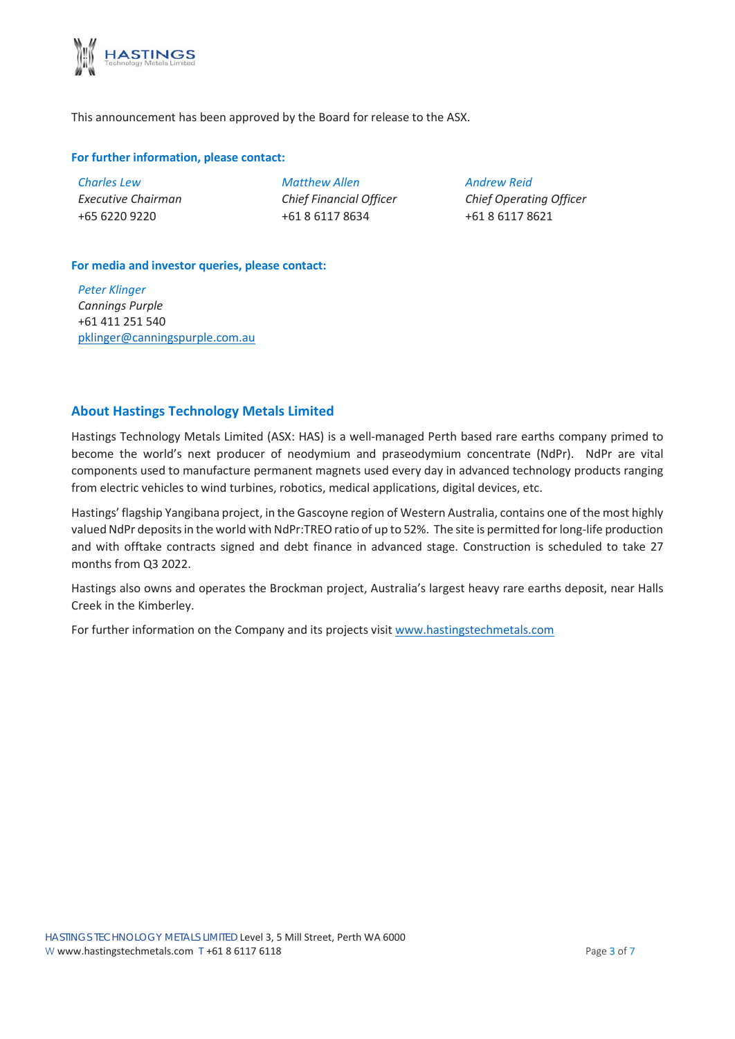This announcement has been approved by the Board for release to the ASX.

**For further information, please contact:**

| | | |
|---|---|---|
| *Charles Lew* | *Matthew Allen* | *Andrew Reid* |
| *Executive Chairman* | *Chief Financial Officer* | *Chief Operating Officer* |
| +65 6220 9220 | +61 8 6117 8634 | +61 8 6117 8621 |

**For media and investor queries, please contact:**

*Peter Klinger*
*Cannings Purple*
+61 411 251 540
pklinger@canningspurple.com.au

## About Hastings Technology Metals Limited

Hastings Technology Metals Limited (ASX: HAS) is a well-managed Perth based rare earths company primed to become the world's next producer of neodymium and praseodymium concentrate (NdPr). NdPr are vital components used to manufacture permanent magnets used every day in advanced technology products ranging from electric vehicles to wind turbines, robotics, medical applications, digital devices, etc.

Hastings' flagship Yangibana project, in the Gascoyne region of Western Australia, contains one of the most highly valued NdPr deposits in the world with NdPr:TREO ratio of up to 52%. The site is permitted for long-life production and with offtake contracts signed and debt finance in advanced stage. Construction is scheduled to take 27 months from Q3 2022.

Hastings also owns and operates the Brockman project, Australia's largest heavy rare earths deposit, near Halls Creek in the Kimberley.

For further information on the Company and its projects visit www.hastingstechmetals.com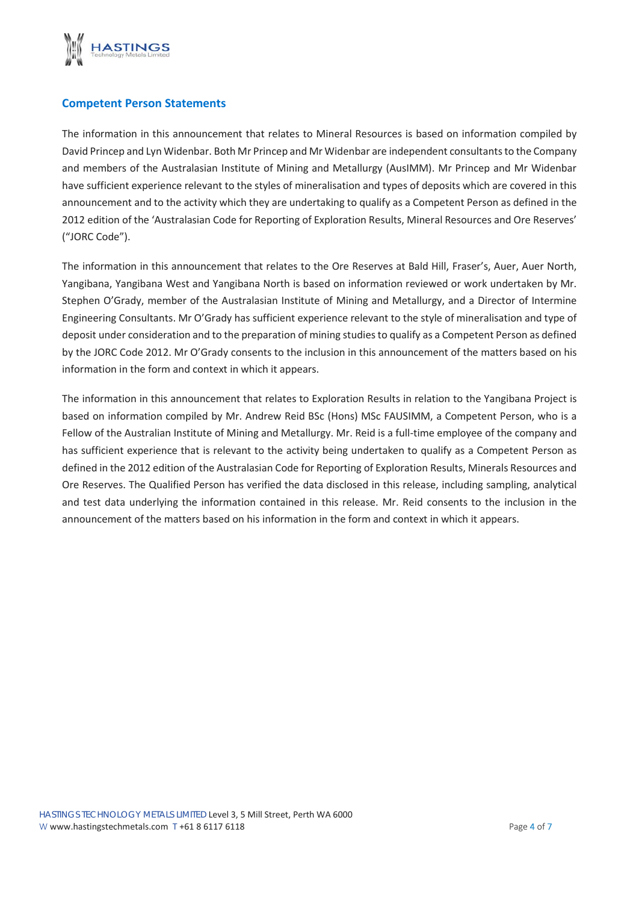## Competent Person Statements

The information in this announcement that relates to Mineral Resources is based on information compiled by David Princep and Lyn Widenbar. Both Mr Princep and Mr Widenbar are independent consultants to the Company and members of the Australasian Institute of Mining and Metallurgy (AusIMM). Mr Princep and Mr Widenbar have sufficient experience relevant to the styles of mineralisation and types of deposits which are covered in this announcement and to the activity which they are undertaking to qualify as a Competent Person as defined in the 2012 edition of the 'Australasian Code for Reporting of Exploration Results, Mineral Resources and Ore Reserves' ("JORC Code").

The information in this announcement that relates to the Ore Reserves at Bald Hill, Fraser's, Auer, Auer North, Yangibana, Yangibana West and Yangibana North is based on information reviewed or work undertaken by Mr. Stephen O'Grady, member of the Australasian Institute of Mining and Metallurgy, and a Director of Intermine Engineering Consultants. Mr O'Grady has sufficient experience relevant to the style of mineralisation and type of deposit under consideration and to the preparation of mining studies to qualify as a Competent Person as defined by the JORC Code 2012. Mr O'Grady consents to the inclusion in this announcement of the matters based on his information in the form and context in which it appears.

The information in this announcement that relates to Exploration Results in relation to the Yangibana Project is based on information compiled by Mr. Andrew Reid BSc (Hons) MSc FAUSIMM, a Competent Person, who is a Fellow of the Australian Institute of Mining and Metallurgy. Mr. Reid is a full-time employee of the company and has sufficient experience that is relevant to the activity being undertaken to qualify as a Competent Person as defined in the 2012 edition of the Australasian Code for Reporting of Exploration Results, Minerals Resources and Ore Reserves. The Qualified Person has verified the data disclosed in this release, including sampling, analytical and test data underlying the information contained in this release. Mr. Reid consents to the inclusion in the announcement of the matters based on his information in the form and context in which it appears.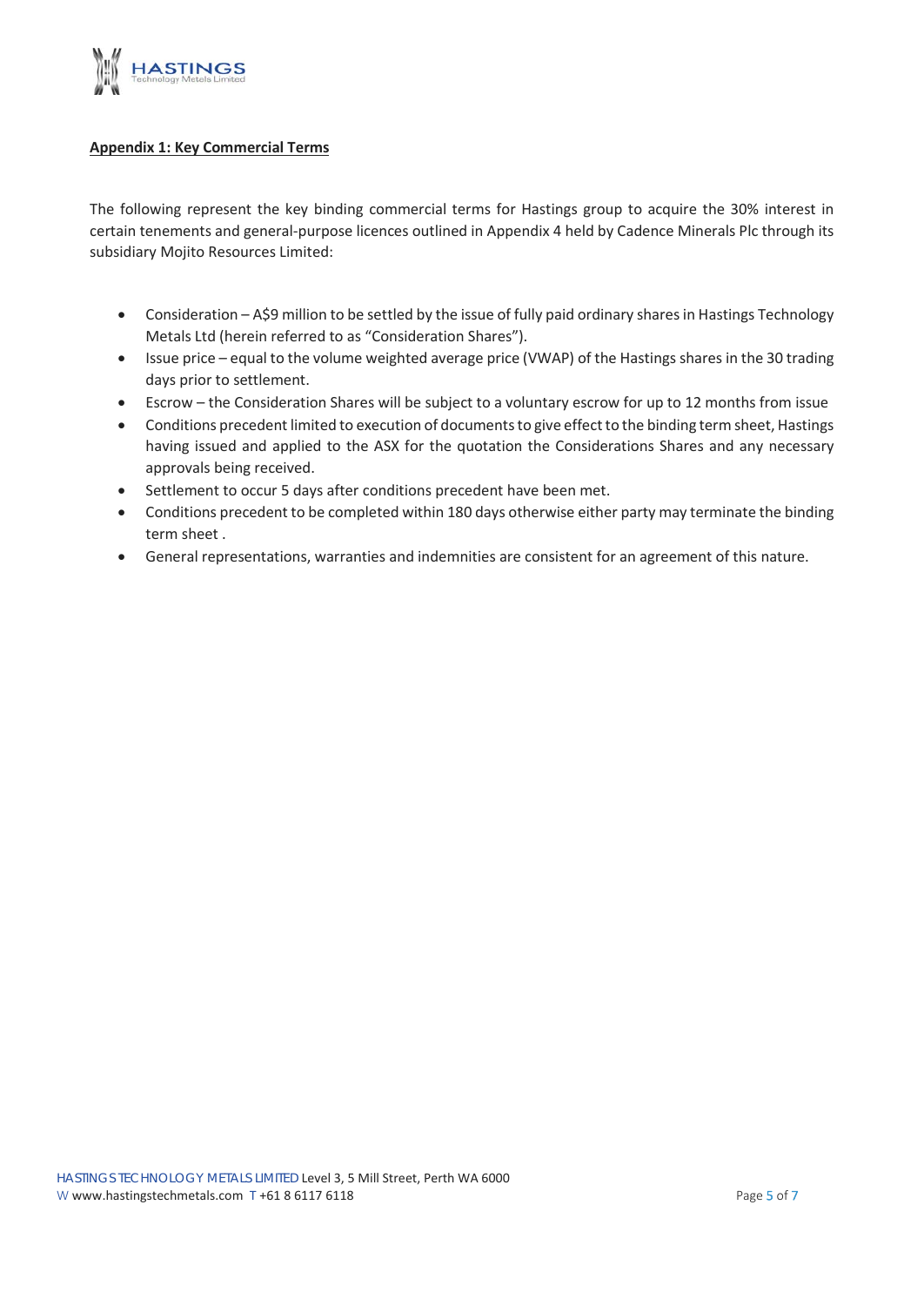**Appendix 1: Key Commercial Terms**

The following represent the key binding commercial terms for Hastings group to acquire the 30% interest in certain tenements and general-purpose licences outlined in Appendix 4 held by Cadence Minerals Plc through its subsidiary Mojito Resources Limited:

- Consideration – A$9 million to be settled by the issue of fully paid ordinary shares in Hastings Technology Metals Ltd (herein referred to as "Consideration Shares").
- Issue price – equal to the volume weighted average price (VWAP) of the Hastings shares in the 30 trading days prior to settlement.
- Escrow – the Consideration Shares will be subject to a voluntary escrow for up to 12 months from issue
- Conditions precedent limited to execution of documents to give effect to the binding term sheet, Hastings having issued and applied to the ASX for the quotation the Considerations Shares and any necessary approvals being received.
- Settlement to occur 5 days after conditions precedent have been met.
- Conditions precedent to be completed within 180 days otherwise either party may terminate the binding term sheet .
- General representations, warranties and indemnities are consistent for an agreement of this nature.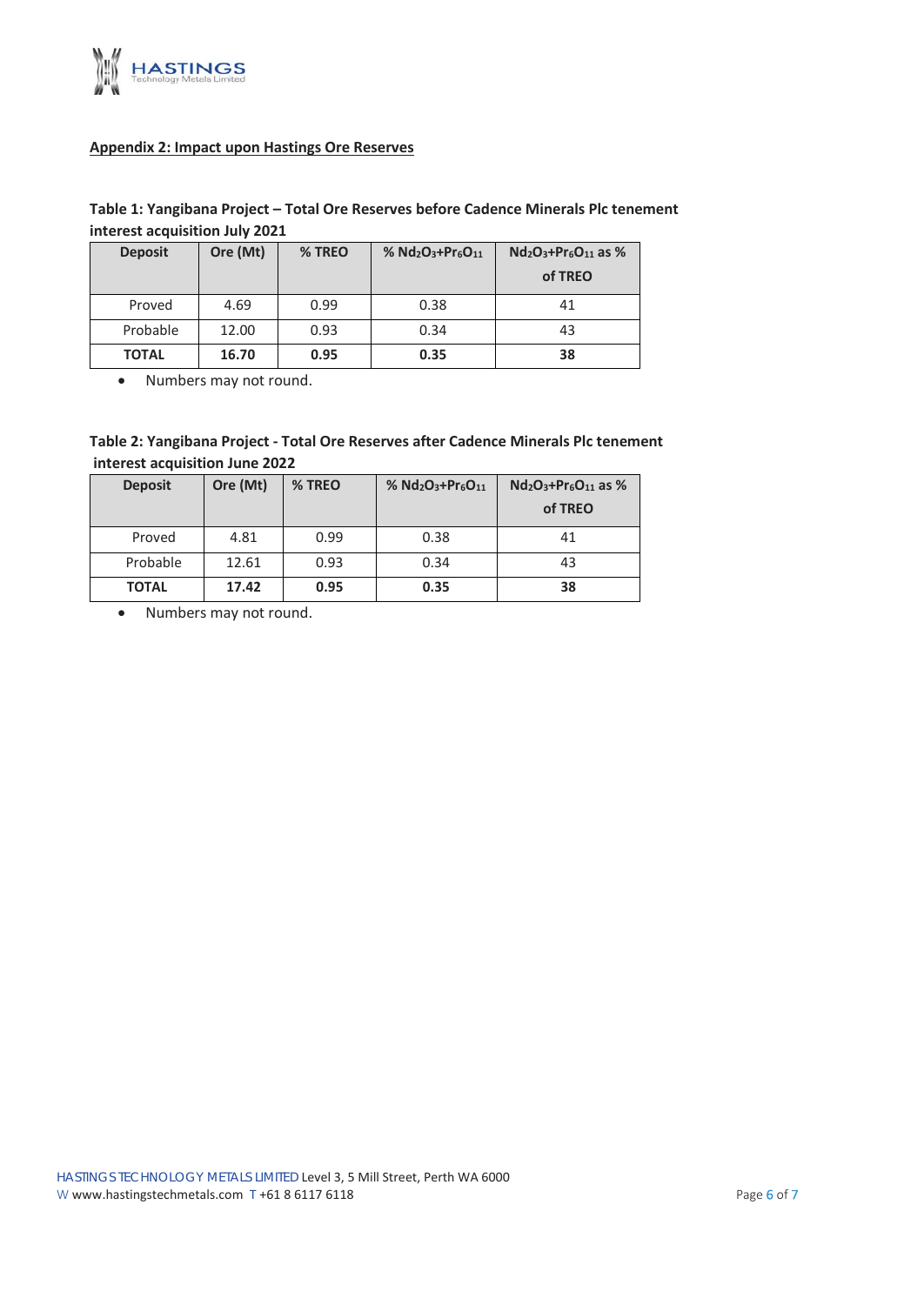**Appendix 2: Impact upon Hastings Ore Reserves**

**Table 1: Yangibana Project – Total Ore Reserves before Cadence Minerals Plc tenement interest acquisition July 2021**

| Deposit | Ore (Mt) | % TREO | % $Nd_2O_3$+$Pr_6O_{11}$ | $Nd_2O_3$+$Pr_6O_{11}$ as % of TREO |
|---|---|---|---|---|
| Proved | 4.69 | 0.99 | 0.38 | 41 |
| Probable | 12.00 | 0.93 | 0.34 | 43 |
| **TOTAL** | **16.70** | **0.95** | **0.35** | **38** |

- Numbers may not round.

**Table 2: Yangibana Project - Total Ore Reserves after Cadence Minerals Plc tenement interest acquisition June 2022**

| Deposit | Ore (Mt) | % TREO | % $Nd_2O_3$+$Pr_6O_{11}$ | $Nd_2O_3$+$Pr_6O_{11}$ as % of TREO |
|---|---|---|---|---|
| Proved | 4.81 | 0.99 | 0.38 | 41 |
| Probable | 12.61 | 0.93 | 0.34 | 43 |
| **TOTAL** | **17.42** | **0.95** | **0.35** | **38** |

- Numbers may not round.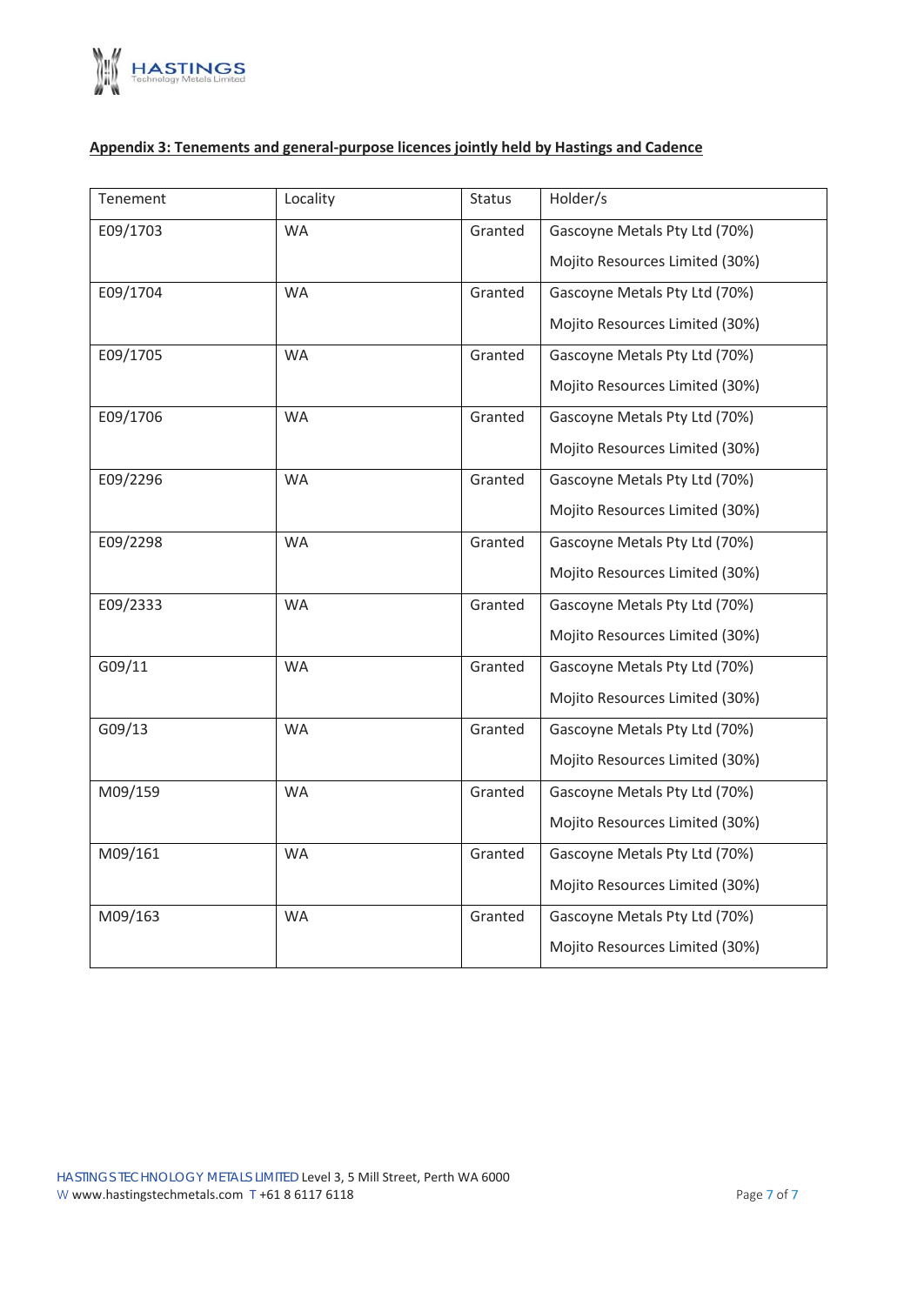**Appendix 3: Tenements and general-purpose licences jointly held by Hastings and Cadence**

| Tenement | Locality | Status | Holder/s |
|---|---|---|---|
| E09/1703 | WA | Granted | Gascoyne Metals Pty Ltd (70%)<br>Mojito Resources Limited (30%) |
| E09/1704 | WA | Granted | Gascoyne Metals Pty Ltd (70%)<br>Mojito Resources Limited (30%) |
| E09/1705 | WA | Granted | Gascoyne Metals Pty Ltd (70%)<br>Mojito Resources Limited (30%) |
| E09/1706 | WA | Granted | Gascoyne Metals Pty Ltd (70%)<br>Mojito Resources Limited (30%) |
| E09/2296 | WA | Granted | Gascoyne Metals Pty Ltd (70%)<br>Mojito Resources Limited (30%) |
| E09/2298 | WA | Granted | Gascoyne Metals Pty Ltd (70%)<br>Mojito Resources Limited (30%) |
| E09/2333 | WA | Granted | Gascoyne Metals Pty Ltd (70%)<br>Mojito Resources Limited (30%) |
| G09/11 | WA | Granted | Gascoyne Metals Pty Ltd (70%)<br>Mojito Resources Limited (30%) |
| G09/13 | WA | Granted | Gascoyne Metals Pty Ltd (70%)<br>Mojito Resources Limited (30%) |
| M09/159 | WA | Granted | Gascoyne Metals Pty Ltd (70%)<br>Mojito Resources Limited (30%) |
| M09/161 | WA | Granted | Gascoyne Metals Pty Ltd (70%)<br>Mojito Resources Limited (30%) |
| M09/163 | WA | Granted | Gascoyne Metals Pty Ltd (70%)<br>Mojito Resources Limited (30%) |